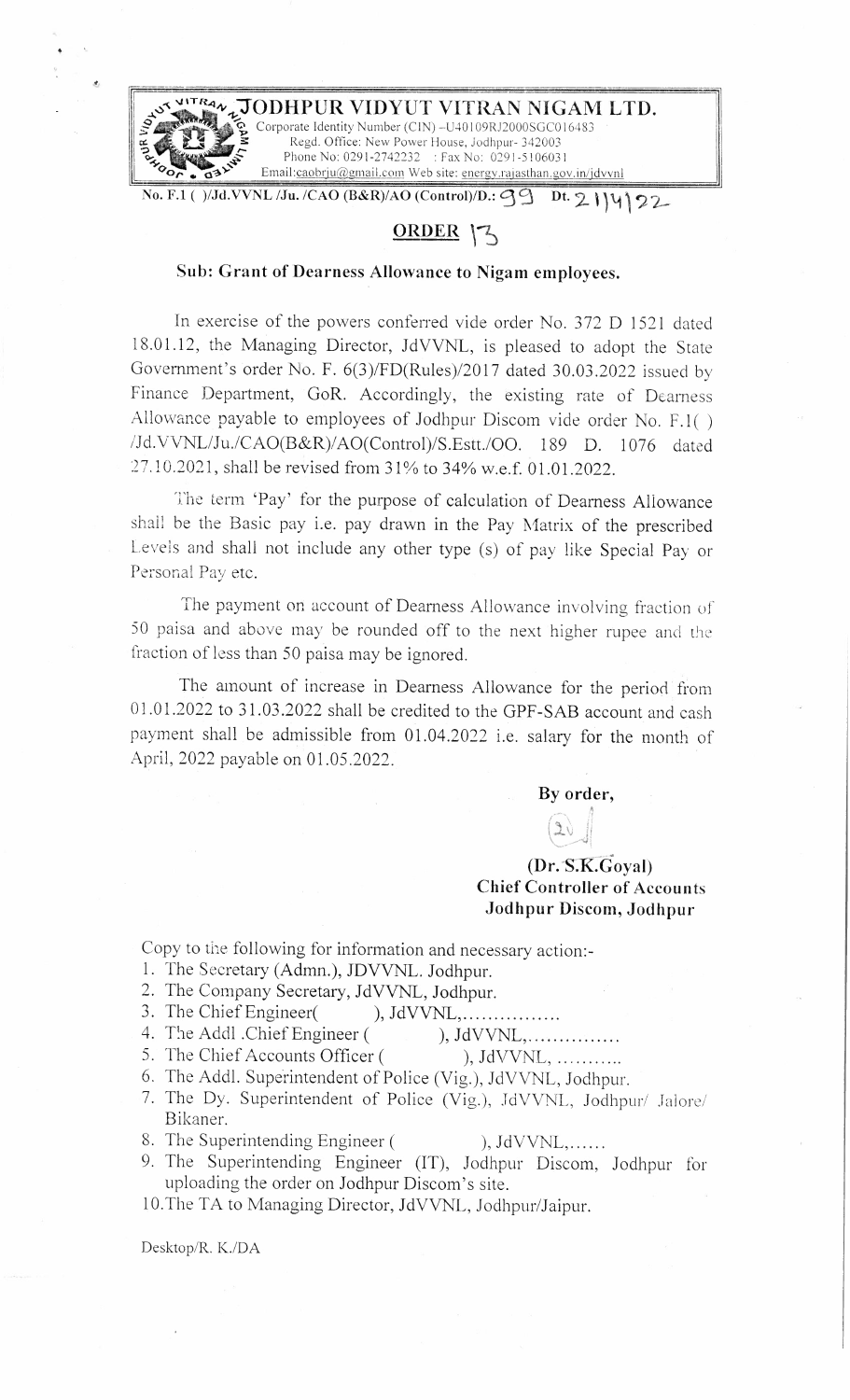# JODHPUR VIDYUT VITRAN NIGAM LTD.

Corporate Identity Number (CIN) –U40109RJ2000SGC016483
Regd. Office: New Power House, Jodhpur- 342003
Phone No: 0291-2742232 : Fax No: 0291-5106031
Email:caobrju@gmail.com Web site: energy.rajasthan.gov.in/jdvvnl

No. F.1 ( )/Jd.VVNL /Ju. /CAO (B&R)/AO (Control)/D.: 99 Dt. 21/4/22

## ORDER 13

**Sub: Grant of Dearness Allowance to Nigam employees.**

In exercise of the powers conferred vide order No. 372 D 1521 dated 18.01.12, the Managing Director, JdVVNL, is pleased to adopt the State Government's order No. F. 6(3)/FD(Rules)/2017 dated 30.03.2022 issued by Finance Department, GoR. Accordingly, the existing rate of Dearness Allowance payable to employees of Jodhpur Discom vide order No. F.1( ) /Jd.VVNL/Ju./CAO(B&R)/AO(Control)/S.Estt./OO. 189 D. 1076 dated 27.10.2021, shall be revised from 31% to 34% w.e.f. 01.01.2022.

The term 'Pay' for the purpose of calculation of Dearness Allowance shall be the Basic pay i.e. pay drawn in the Pay Matrix of the prescribed Levels and shall not include any other type (s) of pay like Special Pay or Personal Pay etc.

The payment on account of Dearness Allowance involving fraction of 50 paisa and above may be rounded off to the next higher rupee and the fraction of less than 50 paisa may be ignored.

The amount of increase in Dearness Allowance for the period from 01.01.2022 to 31.03.2022 shall be credited to the GPF-SAB account and cash payment shall be admissible from 01.04.2022 i.e. salary for the month of April, 2022 payable on 01.05.2022.

**By order,**

**(Dr. S.K.Goyal)**
**Chief Controller of Accounts**
**Jodhpur Discom, Jodhpur**

Copy to the following for information and necessary action:-

1. The Secretary (Admn.), JDVVNL. Jodhpur.
2. The Company Secretary, JdVVNL, Jodhpur.
3. The Chief Engineer( ), JdVVNL,................
4. The Addl .Chief Engineer ( ), JdVVNL,...............
5. The Chief Accounts Officer ( ), JdVVNL, ...........
6. The Addl. Superintendent of Police (Vig.), JdVVNL, Jodhpur.
7. The Dy. Superintendent of Police (Vig.), JdVVNL, Jodhpur/ Jalore/ Bikaner.
8. The Superintending Engineer ( ), JdVVNL,......
9. The Superintending Engineer (IT), Jodhpur Discom, Jodhpur for uploading the order on Jodhpur Discom's site.
10. The TA to Managing Director, JdVVNL, Jodhpur/Jaipur.

Desktop/R. K./DA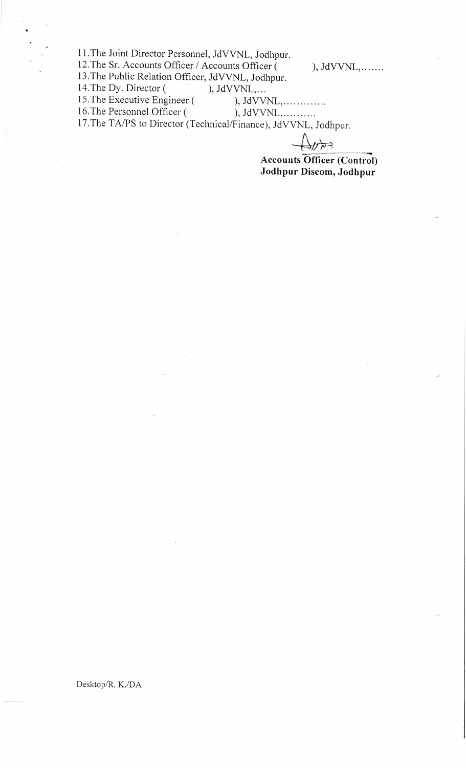11. The Joint Director Personnel, JdVVNL, Jodhpur.
12. The Sr. Accounts Officer / Accounts Officer (          ), JdVVNL,…….
13. The Public Relation Officer, JdVVNL, Jodhpur.
14. The Dy. Director (          ), JdVVNL,…
15. The Executive Engineer (          ), JdVVNL,………….
16. The Personnel Officer (          ), JdVVNL,……….
17. The TA/PS to Director (Technical/Finance), JdVVNL, Jodhpur.

**Accounts Officer (Control)**
**Jodhpur Discom, Jodhpur**

Desktop/R. K./DA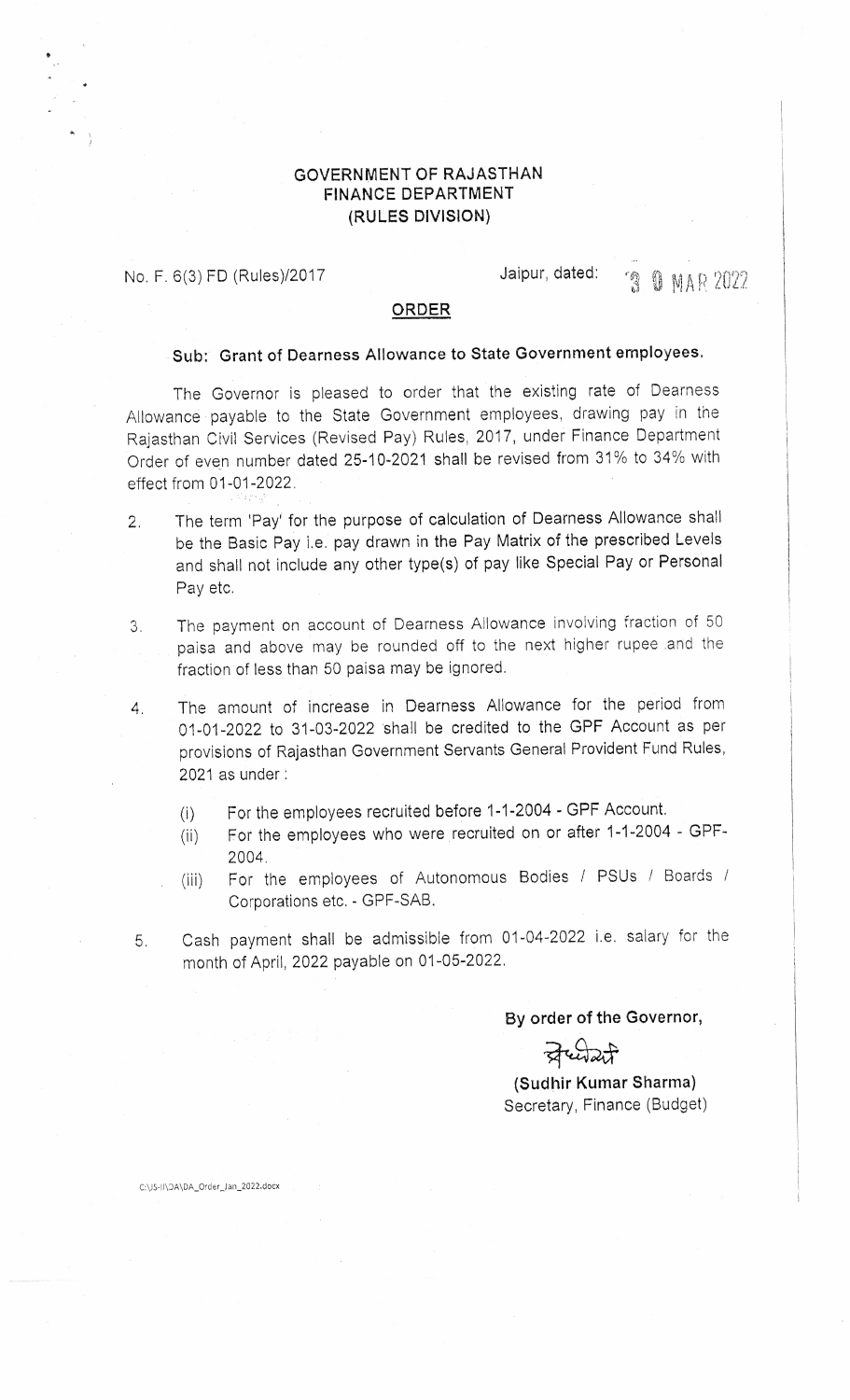# GOVERNMENT OF RAJASTHAN
## FINANCE DEPARTMENT
### (RULES DIVISION)

No. F. 6(3) FD (Rules)/2017 Jaipur, dated: 30 MAR 2022

**ORDER**

**Sub: Grant of Dearness Allowance to State Government employees.**

The Governor is pleased to order that the existing rate of Dearness Allowance payable to the State Government employees, drawing pay in the Rajasthan Civil Services (Revised Pay) Rules, 2017, under Finance Department Order of even number dated 25-10-2021 shall be revised from 31% to 34% with effect from 01-01-2022.

2. The term 'Pay' for the purpose of calculation of Dearness Allowance shall be the Basic Pay i.e. pay drawn in the Pay Matrix of the prescribed Levels and shall not include any other type(s) of pay like Special Pay or Personal Pay etc.

3. The payment on account of Dearness Allowance involving fraction of 50 paisa and above may be rounded off to the next higher rupee and the fraction of less than 50 paisa may be ignored.

4. The amount of increase in Dearness Allowance for the period from 01-01-2022 to 31-03-2022 shall be credited to the GPF Account as per provisions of Rajasthan Government Servants General Provident Fund Rules, 2021 as under :

   (i) For the employees recruited before 1-1-2004 - GPF Account.
   (ii) For the employees who were recruited on or after 1-1-2004 - GPF-2004.
   (iii) For the employees of Autonomous Bodies / PSUs / Boards / Corporations etc. - GPF-SAB.

5. Cash payment shall be admissible from 01-04-2022 i.e. salary for the month of April, 2022 payable on 01-05-2022.

**By order of the Governor,**

**(Sudhir Kumar Sharma)**
Secretary, Finance (Budget)

C:\JS-II\DA\DA_Order_Jan_2022.docx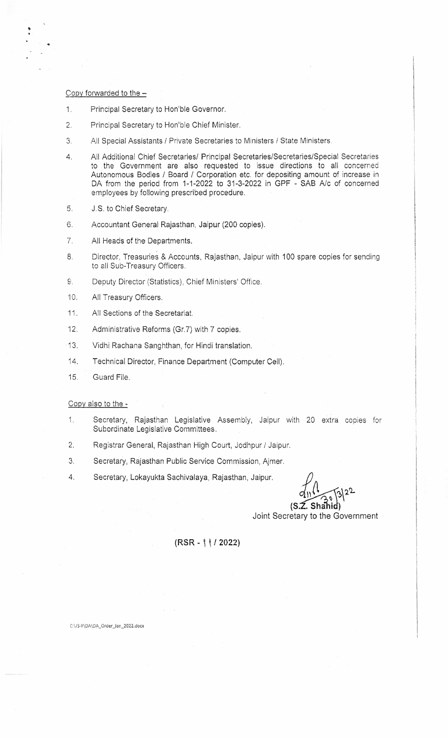Copy forwarded to the –

1. Principal Secretary to Hon'ble Governor.
2. Principal Secretary to Hon'ble Chief Minister.
3. All Special Assistants / Private Secretaries to Ministers / State Ministers.
4. All Additional Chief Secretaries/ Principal Secretaries/Secretaries/Special Secretaries to the Government are also requested to issue directions to all concerned Autonomous Bodies / Board / Corporation etc. for depositing amount of increase in DA from the period from 1-1-2022 to 31-3-2022 in GPF - SAB A/c of concerned employees by following prescribed procedure.
5. J.S. to Chief Secretary.
6. Accountant General Rajasthan, Jaipur (200 copies).
7. All Heads of the Departments.
8. Director, Treasuries & Accounts, Rajasthan, Jaipur with 100 spare copies for sending to all Sub-Treasury Officers.
9. Deputy Director (Statistics), Chief Ministers' Office.
10. All Treasury Officers.
11. All Sections of the Secretariat.
12. Administrative Reforms (Gr.7) with 7 copies.
13. Vidhi Rachana Sanghthan, for Hindi translation.
14. Technical Director, Finance Department (Computer Cell).
15. Guard File.

Copy also to the -

1. Secretary, Rajasthan Legislative Assembly, Jaipur with 20 extra copies for Subordinate Legislative Committees.
2. Registrar General, Rajasthan High Court, Jodhpur / Jaipur.
3. Secretary, Rajasthan Public Service Commission, Ajmer.
4. Secretary, Lokayukta Sachivalaya, Rajasthan, Jaipur.

30/3/22

(S.Z. Shahid)
Joint Secretary to the Government

(RSR - 11 / 2022)

C:\JS-II\DA\DA_Order_Jan_2022.docx